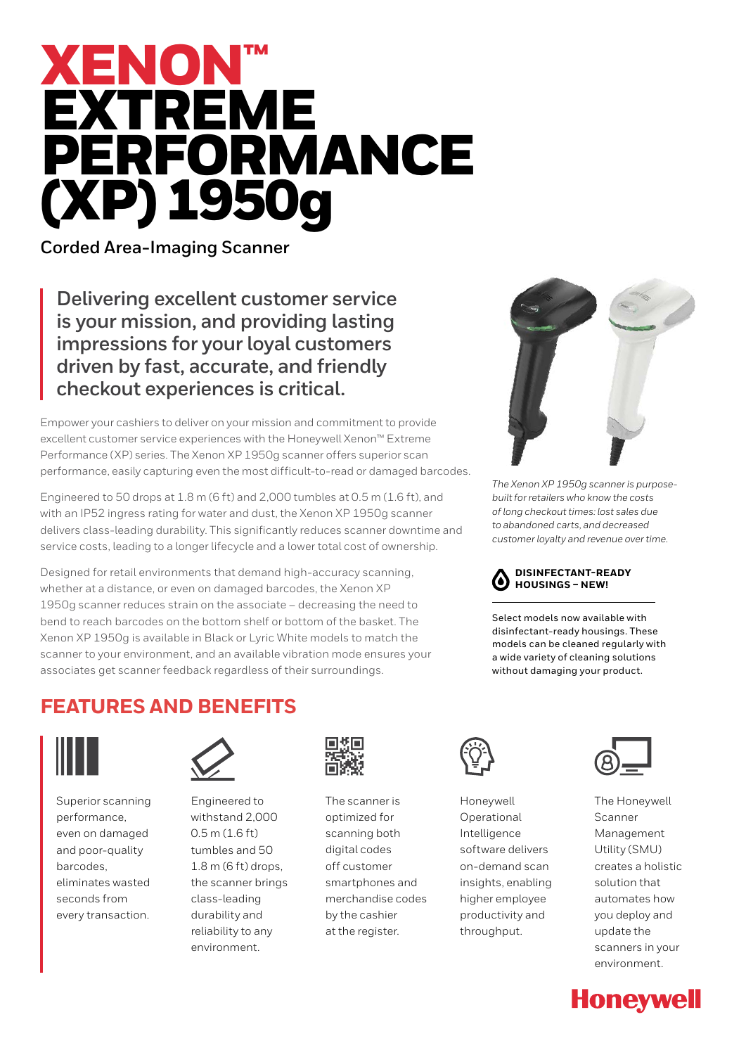# XENON™ EXTREME PERFORMANCE (XP) 1950g

Corded Area-Imaging Scanner

**Delivering excellent customer service is your mission, and providing lasting impressions for your loyal customers driven by fast, accurate, and friendly checkout experiences is critical.**

Empower your cashiers to deliver on your mission and commitment to provide excellent customer service experiences with the Honeywell Xenon™ Extreme Performance (XP) series. The Xenon XP 1950g scanner offers superior scan performance, easily capturing even the most difficult-to-read or damaged barcodes.

Engineered to 50 drops at 1.8 m (6 ft) and 2,000 tumbles at 0.5 m (1.6 ft), and with an IP52 ingress rating for water and dust, the Xenon XP 1950g scanner delivers class-leading durability. This significantly reduces scanner downtime and service costs, leading to a longer lifecycle and a lower total cost of ownership.

Designed for retail environments that demand high-accuracy scanning, whether at a distance, or even on damaged barcodes, the Xenon XP 1950g scanner reduces strain on the associate – decreasing the need to bend to reach barcodes on the bottom shelf or bottom of the basket. The Xenon XP 1950g is available in Black or Lyric White models to match the scanner to your environment, and an available vibration mode ensures your associates get scanner feedback regardless of their surroundings.

*The Xenon XP 1950g scanner is purpose-built for retailers who know the costs of long checkout times: lost sales due to abandoned carts, and decreased customer loyalty and revenue over time.*

**DISINFECTANT-READY HOUSINGS – NEW!**

Select models now available with disinfectant-ready housings. These models can be cleaned regularly with a wide variety of cleaning solutions without damaging your product.

## FEATURES AND BENEFITS

- Superior scanning performance, even on damaged and poor-quality barcodes, eliminates wasted seconds from every transaction.
- Engineered to withstand 2,000 0.5 m (1.6 ft) tumbles and 50 1.8 m (6 ft) drops, the scanner brings class-leading durability and reliability to any environment.
- The scanner is optimized for scanning both digital codes off customer smartphones and merchandise codes by the cashier at the register.
- Honeywell Operational Intelligence software delivers on-demand scan insights, enabling higher employee productivity and throughput.
- The Honeywell Scanner Management Utility (SMU) creates a holistic solution that automates how you deploy and update the scanners in your environment.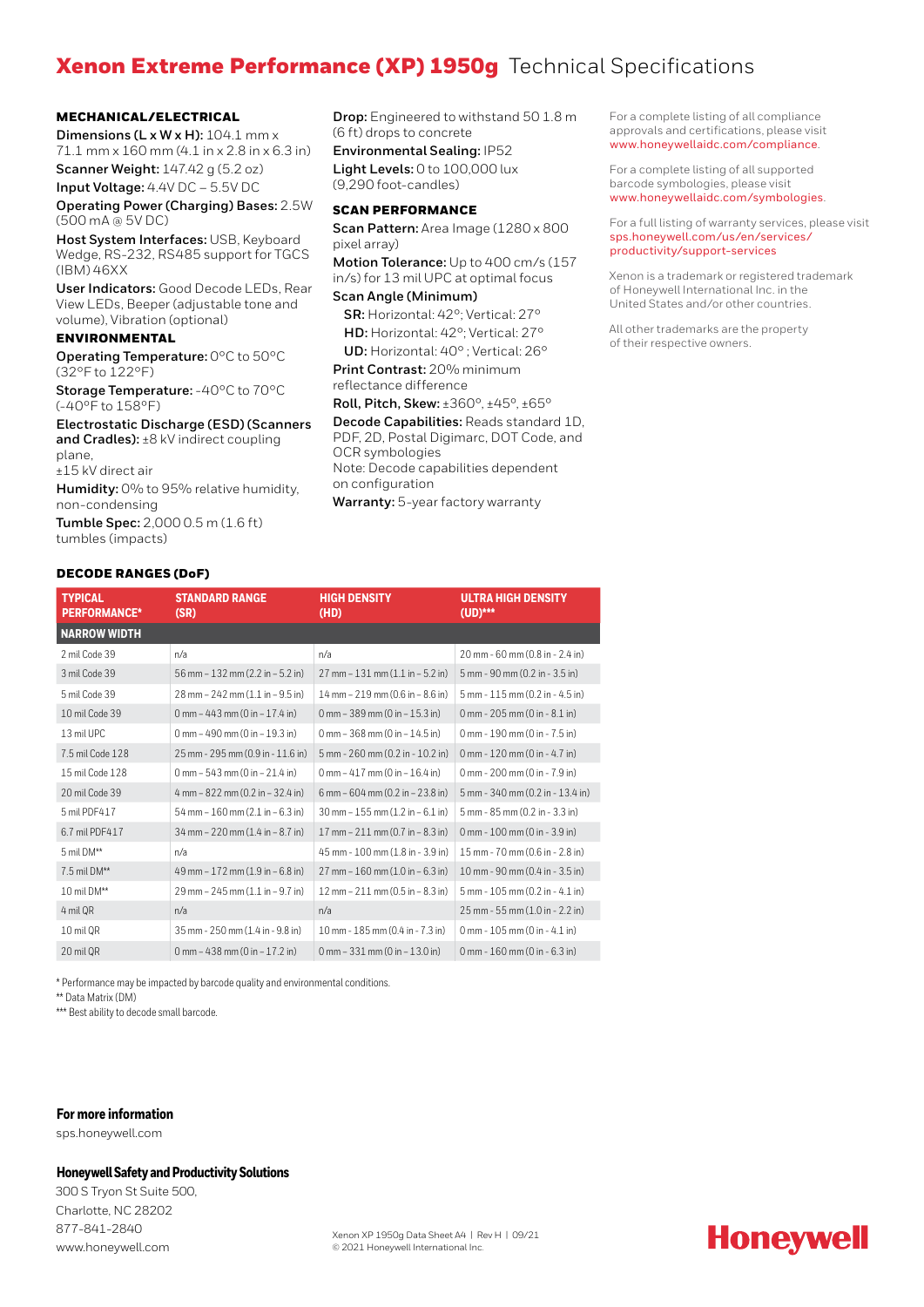# **Xenon Extreme Performance (XP) 1950g** Technical Specifications

### MECHANICAL/ELECTRICAL

**Dimensions (L x W x H):** 104.1 mm x 71.1 mm x 160 mm (4.1 in x 2.8 in x 6.3 in)

**Scanner Weight:** 147.42 g (5.2 oz)

**Input Voltage:** 4.4V DC – 5.5V DC

**Operating Power (Charging) Bases:** 2.5W (500 mA @ 5V DC)

**Host System Interfaces:** USB, Keyboard Wedge, RS-232, RS485 support for TGCS (IBM) 46XX

**User Indicators:** Good Decode LEDs, Rear View LEDs, Beeper (adjustable tone and volume), Vibration (optional)

### ENVIRONMENTAL

**Operating Temperature:** 0°C to 50°C (32°F to 122°F)

**Storage Temperature:** -40°C to 70°C (-40°F to 158°F)

**Electrostatic Discharge (ESD) (Scanners and Cradles):** ±8 kV indirect coupling plane,
±15 kV direct air

**Humidity:** 0% to 95% relative humidity, non-condensing

**Tumble Spec:** 2,000 0.5 m (1.6 ft) tumbles (impacts)

**Drop:** Engineered to withstand 50 1.8 m (6 ft) drops to concrete

**Environmental Sealing:** IP52

**Light Levels:** 0 to 100,000 lux (9,290 foot-candles)

### SCAN PERFORMANCE

**Scan Pattern:** Area Image (1280 x 800 pixel array)

**Motion Tolerance:** Up to 400 cm/s (157 in/s) for 13 mil UPC at optimal focus

**Scan Angle (Minimum)**

- **SR:** Horizontal: 42°; Vertical: 27°
- **HD:** Horizontal: 42°; Vertical: 27°
- **UD:** Horizontal: 40° ; Vertical: 26°

**Print Contrast:** 20% minimum reflectance difference

**Roll, Pitch, Skew:** ±360°, ±45°, ±65°

**Decode Capabilities:** Reads standard 1D, PDF, 2D, Postal Digimarc, DOT Code, and OCR symbologies
Note: Decode capabilities dependent on configuration

**Warranty:** 5-year factory warranty

For a complete listing of all compliance approvals and certifications, please visit www.honeywellaidc.com/compliance.

For a complete listing of all supported barcode symbologies, please visit www.honeywellaidc.com/symbologies.

For a full listing of warranty services, please visit sps.honeywell.com/us/en/services/productivity/support-services

Xenon is a trademark or registered trademark of Honeywell International Inc. in the United States and/or other countries.

All other trademarks are the property of their respective owners.

### DECODE RANGES (DoF)

| TYPICAL PERFORMANCE* | STANDARD RANGE (SR) | HIGH DENSITY (HD) | ULTRA HIGH DENSITY (UD)*** |
|---|---|---|---|
| **NARROW WIDTH** | | | |
| 2 mil Code 39 | n/a | n/a | 20 mm - 60 mm (0.8 in - 2.4 in) |
| 3 mil Code 39 | 56 mm – 132 mm (2.2 in – 5.2 in) | 27 mm – 131 mm (1.1 in – 5.2 in) | 5 mm - 90 mm (0.2 in - 3.5 in) |
| 5 mil Code 39 | 28 mm – 242 mm (1.1 in – 9.5 in) | 14 mm – 219 mm (0.6 in – 8.6 in) | 5 mm - 115 mm (0.2 in - 4.5 in) |
| 10 mil Code 39 | 0 mm – 443 mm (0 in – 17.4 in) | 0 mm – 389 mm (0 in – 15.3 in) | 0 mm - 205 mm (0 in - 8.1 in) |
| 13 mil UPC | 0 mm – 490 mm (0 in – 19.3 in) | 0 mm – 368 mm (0 in – 14.5 in) | 0 mm - 190 mm (0 in - 7.5 in) |
| 7.5 mil Code 128 | 25 mm – 295 mm (0.9 in - 11.6 in) | 5 mm – 260 mm (0.2 in – 10.2 in) | 0 mm - 120 mm (0 in - 4.7 in) |
| 15 mil Code 128 | 0 mm – 543 mm (0 in – 21.4 in) | 0 mm – 417 mm (0 in – 16.4 in) | 0 mm - 200 mm (0 in - 7.9 in) |
| 20 mil Code 39 | 4 mm – 822 mm (0.2 in – 32.4 in) | 6 mm – 604 mm (0.2 in – 23.8 in) | 5 mm - 340 mm (0.2 in - 13.4 in) |
| 5 mil PDF417 | 54 mm – 160 mm (2.1 in – 6.3 in) | 30 mm – 155 mm (1.2 in – 6.1 in) | 5 mm - 85 mm (0.2 in - 3.3 in) |
| 6.7 mil PDF417 | 34 mm – 220 mm (1.4 in – 8.7 in) | 17 mm – 211 mm (0.7 in – 8.3 in) | 0 mm - 100 mm (0 in - 3.9 in) |
| 5 mil DM** | n/a | 45 mm - 100 mm (1.8 in - 3.9 in) | 15 mm - 70 mm (0.6 in - 2.8 in) |
| 7.5 mil DM** | 49 mm – 172 mm (1.9 in – 6.8 in) | 27 mm – 160 mm (1.0 in – 6.3 in) | 10 mm - 90 mm (0.4 in - 3.5 in) |
| 10 mil DM** | 29 mm – 245 mm (1.1 in – 9.7 in) | 12 mm – 211 mm (0.5 in – 8.3 in) | 5 mm - 105 mm (0.2 in - 4.1 in) |
| 4 mil QR | n/a | n/a | 25 mm - 55 mm (1.0 in - 2.2 in) |
| 10 mil QR | 35 mm – 250 mm (1.4 in - 9.8 in) | 10 mm - 185 mm (0.4 in - 7.3 in) | 0 mm - 105 mm (0 in - 4.1 in) |
| 20 mil QR | 0 mm – 438 mm (0 in – 17.2 in) | 0 mm – 331 mm (0 in – 13.0 in) | 0 mm - 160 mm (0 in - 6.3 in) |

* Performance may be impacted by barcode quality and environmental conditions.
** Data Matrix (DM)
*** Best ability to decode small barcode.

**For more information**
sps.honeywell.com

**Honeywell Safety and Productivity Solutions**
300 S Tryon St Suite 500,
Charlotte, NC 28202
877-841-2840
www.honeywell.com

Xenon XP 1950g Data Sheet A4 | Rev H | 09/21
© 2021 Honeywell International Inc.

Honeywell